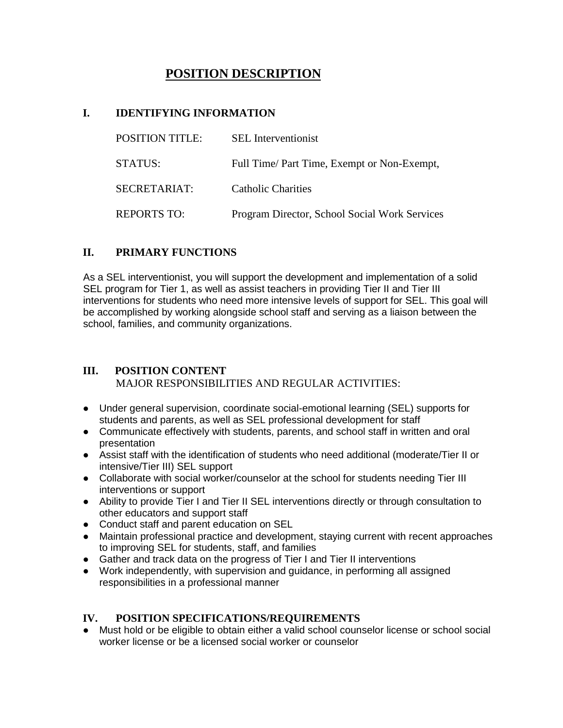# POSITION DESCRIPTION

## I. IDENTIFYING INFORMATION

| | |
|---|---|
| POSITION TITLE: | SEL Interventionist |
| STATUS: | Full Time/ Part Time, Exempt or Non-Exempt, |
| SECRETARIAT: | Catholic Charities |
| REPORTS TO: | Program Director, School Social Work Services |

## II. PRIMARY FUNCTIONS

As a SEL interventionist, you will support the development and implementation of a solid SEL program for Tier 1, as well as assist teachers in providing Tier II and Tier III interventions for students who need more intensive levels of support for SEL. This goal will be accomplished by working alongside school staff and serving as a liaison between the school, families, and community organizations.

## III. POSITION CONTENT

MAJOR RESPONSIBILITIES AND REGULAR ACTIVITIES:

- Under general supervision, coordinate social-emotional learning (SEL) supports for students and parents, as well as SEL professional development for staff
- Communicate effectively with students, parents, and school staff in written and oral presentation
- Assist staff with the identification of students who need additional (moderate/Tier II or intensive/Tier III) SEL support
- Collaborate with social worker/counselor at the school for students needing Tier III interventions or support
- Ability to provide Tier I and Tier II SEL interventions directly or through consultation to other educators and support staff
- Conduct staff and parent education on SEL
- Maintain professional practice and development, staying current with recent approaches to improving SEL for students, staff, and families
- Gather and track data on the progress of Tier I and Tier II interventions
- Work independently, with supervision and guidance, in performing all assigned responsibilities in a professional manner

## IV. POSITION SPECIFICATIONS/REQUIREMENTS

- Must hold or be eligible to obtain either a valid school counselor license or school social worker license or be a licensed social worker or counselor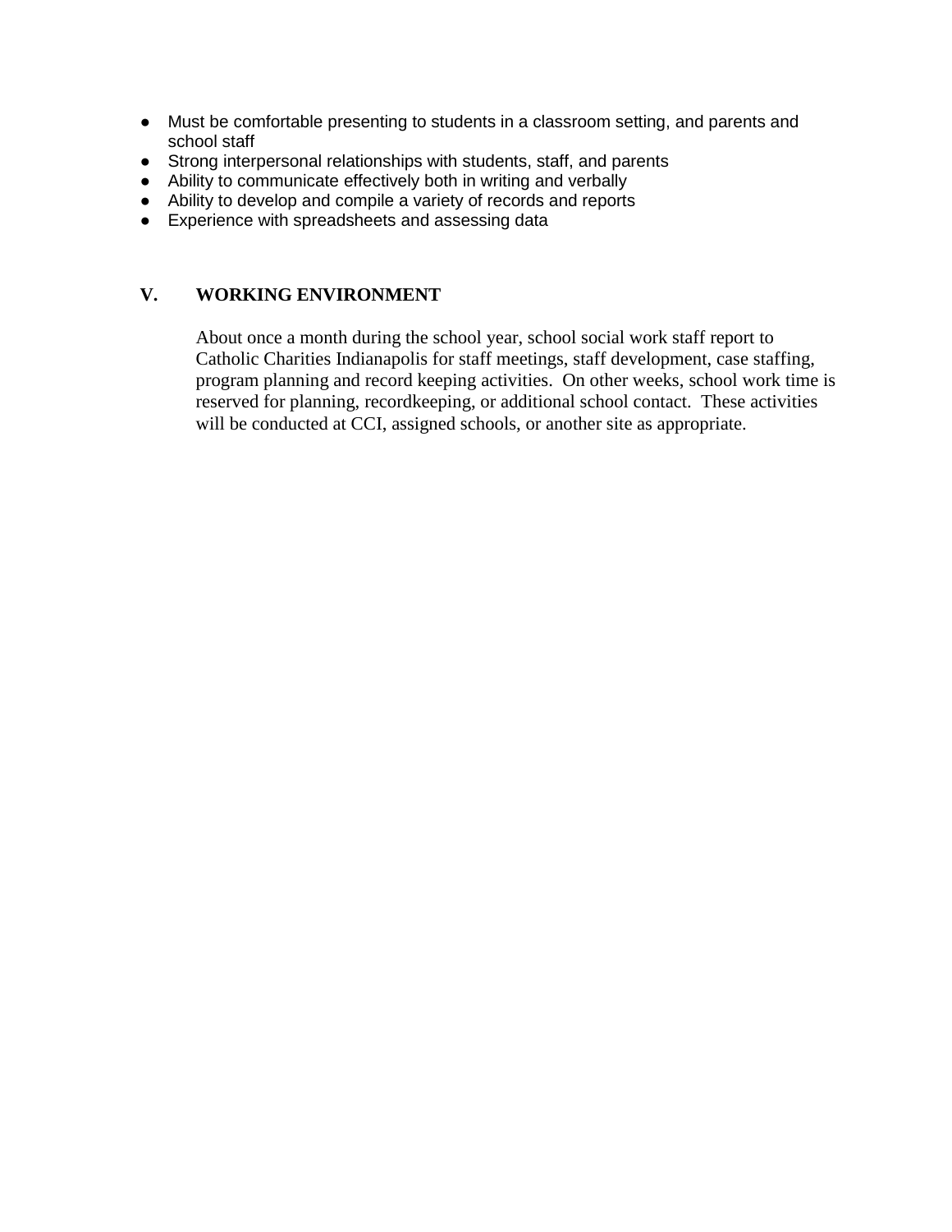- Must be comfortable presenting to students in a classroom setting, and parents and school staff
- Strong interpersonal relationships with students, staff, and parents
- Ability to communicate effectively both in writing and verbally
- Ability to develop and compile a variety of records and reports
- Experience with spreadsheets and assessing data

## V. WORKING ENVIRONMENT

About once a month during the school year, school social work staff report to Catholic Charities Indianapolis for staff meetings, staff development, case staffing, program planning and record keeping activities. On other weeks, school work time is reserved for planning, recordkeeping, or additional school contact. These activities will be conducted at CCI, assigned schools, or another site as appropriate.